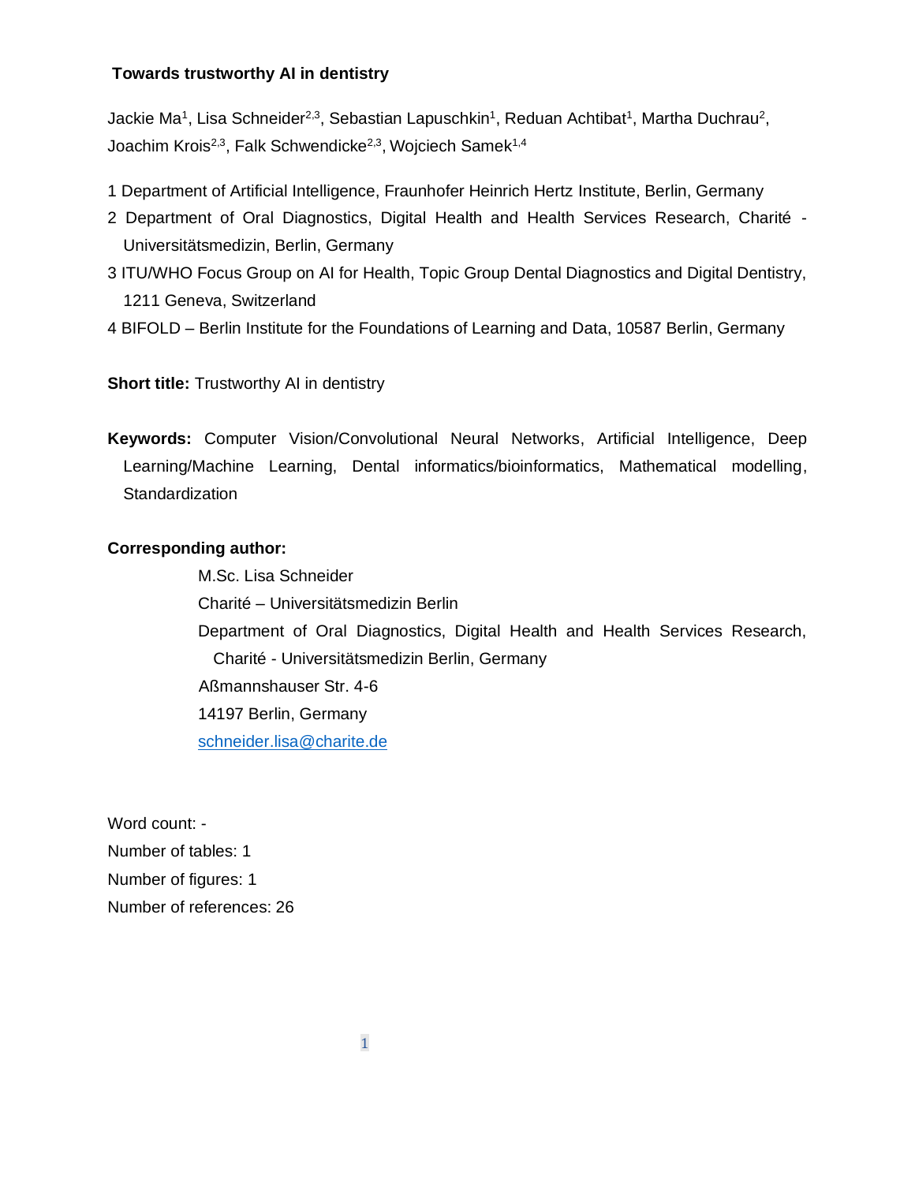# Towards trustworthy AI in dentistry

Jackie Ma[1], Lisa Schneider[2,3], Sebastian Lapuschkin[1], Reduan Achtibat[1], Martha Duchrau[2], Joachim Krois[2,3], Falk Schwendicke[2,3], Wojciech Samek[1,4]

1 Department of Artificial Intelligence, Fraunhofer Heinrich Hertz Institute, Berlin, Germany

2 Department of Oral Diagnostics, Digital Health and Health Services Research, Charité - Universitätsmedizin, Berlin, Germany

3 ITU/WHO Focus Group on AI for Health, Topic Group Dental Diagnostics and Digital Dentistry, 1211 Geneva, Switzerland

4 BIFOLD – Berlin Institute for the Foundations of Learning and Data, 10587 Berlin, Germany

**Short title:** Trustworthy AI in dentistry

**Keywords:** Computer Vision/Convolutional Neural Networks, Artificial Intelligence, Deep Learning/Machine Learning, Dental informatics/bioinformatics, Mathematical modelling, Standardization

**Corresponding author:**

M.Sc. Lisa Schneider
Charité – Universitätsmedizin Berlin
Department of Oral Diagnostics, Digital Health and Health Services Research, Charité - Universitätsmedizin Berlin, Germany
Aßmannshauser Str. 4-6
14197 Berlin, Germany
schneider.lisa@charite.de

Word count: -
Number of tables: 1
Number of figures: 1
Number of references: 26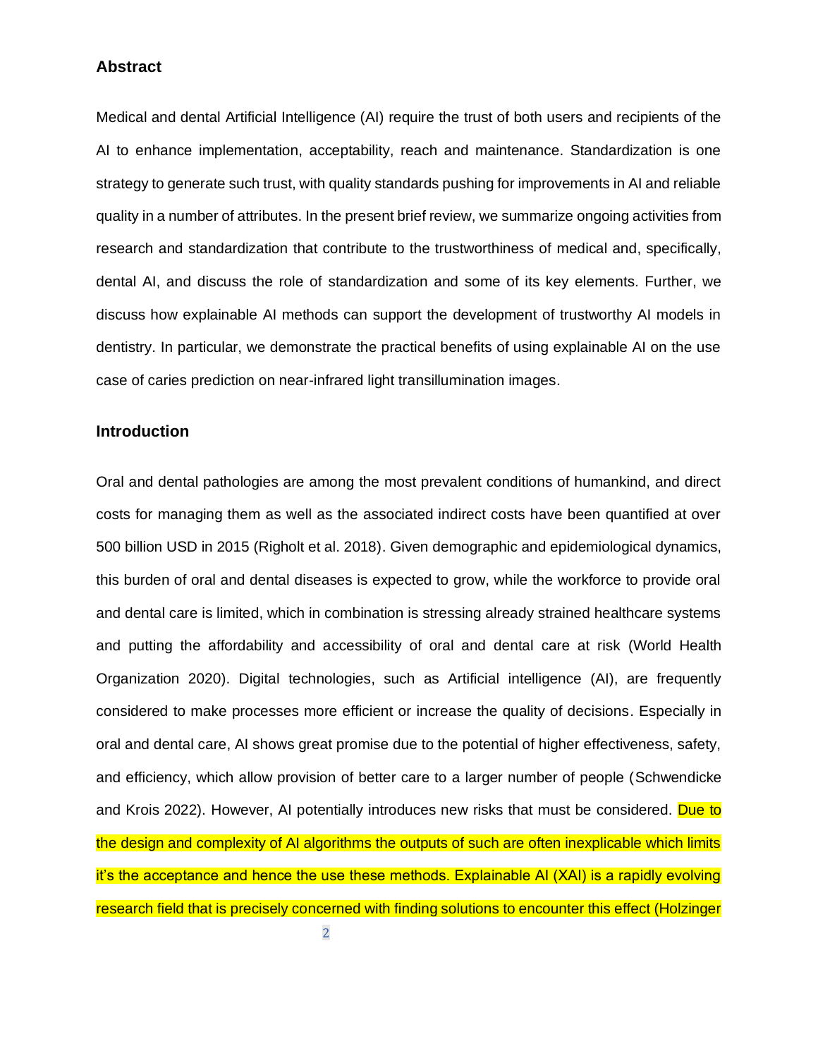## Abstract

Medical and dental Artificial Intelligence (AI) require the trust of both users and recipients of the AI to enhance implementation, acceptability, reach and maintenance. Standardization is one strategy to generate such trust, with quality standards pushing for improvements in AI and reliable quality in a number of attributes. In the present brief review, we summarize ongoing activities from research and standardization that contribute to the trustworthiness of medical and, specifically, dental AI, and discuss the role of standardization and some of its key elements. Further, we discuss how explainable AI methods can support the development of trustworthy AI models in dentistry. In particular, we demonstrate the practical benefits of using explainable AI on the use case of caries prediction on near-infrared light transillumination images.

## Introduction

Oral and dental pathologies are among the most prevalent conditions of humankind, and direct costs for managing them as well as the associated indirect costs have been quantified at over 500 billion USD in 2015 (Righolt et al. 2018). Given demographic and epidemiological dynamics, this burden of oral and dental diseases is expected to grow, while the workforce to provide oral and dental care is limited, which in combination is stressing already strained healthcare systems and putting the affordability and accessibility of oral and dental care at risk (World Health Organization 2020). Digital technologies, such as Artificial intelligence (AI), are frequently considered to make processes more efficient or increase the quality of decisions. Especially in oral and dental care, AI shows great promise due to the potential of higher effectiveness, safety, and efficiency, which allow provision of better care to a larger number of people (Schwendicke and Krois 2022). However, AI potentially introduces new risks that must be considered. Due to the design and complexity of AI algorithms the outputs of such are often inexplicable which limits it's the acceptance and hence the use these methods. Explainable AI (XAI) is a rapidly evolving research field that is precisely concerned with finding solutions to encounter this effect (Holzinger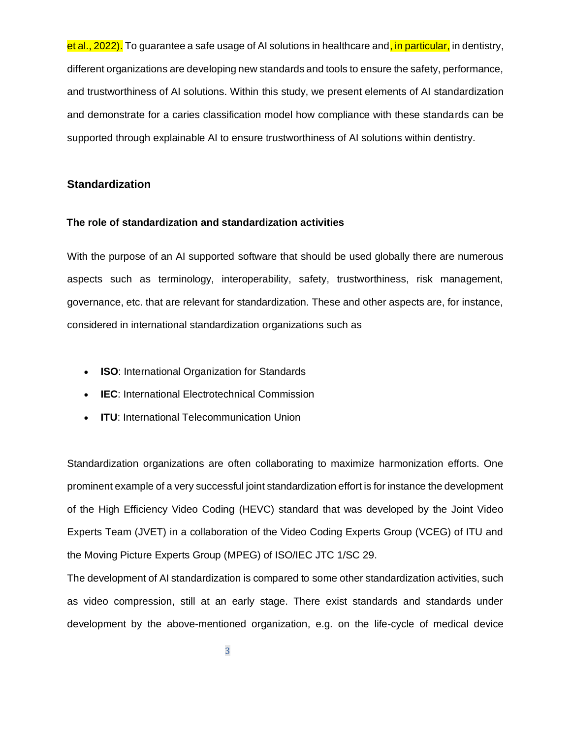et al., 2022). To guarantee a safe usage of AI solutions in healthcare and, in particular, in dentistry, different organizations are developing new standards and tools to ensure the safety, performance, and trustworthiness of AI solutions. Within this study, we present elements of AI standardization and demonstrate for a caries classification model how compliance with these standards can be supported through explainable AI to ensure trustworthiness of AI solutions within dentistry.

## Standardization

### The role of standardization and standardization activities

With the purpose of an AI supported software that should be used globally there are numerous aspects such as terminology, interoperability, safety, trustworthiness, risk management, governance, etc. that are relevant for standardization. These and other aspects are, for instance, considered in international standardization organizations such as

- **ISO**: International Organization for Standards
- **IEC**: International Electrotechnical Commission
- **ITU**: International Telecommunication Union

Standardization organizations are often collaborating to maximize harmonization efforts. One prominent example of a very successful joint standardization effort is for instance the development of the High Efficiency Video Coding (HEVC) standard that was developed by the Joint Video Experts Team (JVET) in a collaboration of the Video Coding Experts Group (VCEG) of ITU and the Moving Picture Experts Group (MPEG) of ISO/IEC JTC 1/SC 29.

The development of AI standardization is compared to some other standardization activities, such as video compression, still at an early stage. There exist standards and standards under development by the above-mentioned organization, e.g. on the life-cycle of medical device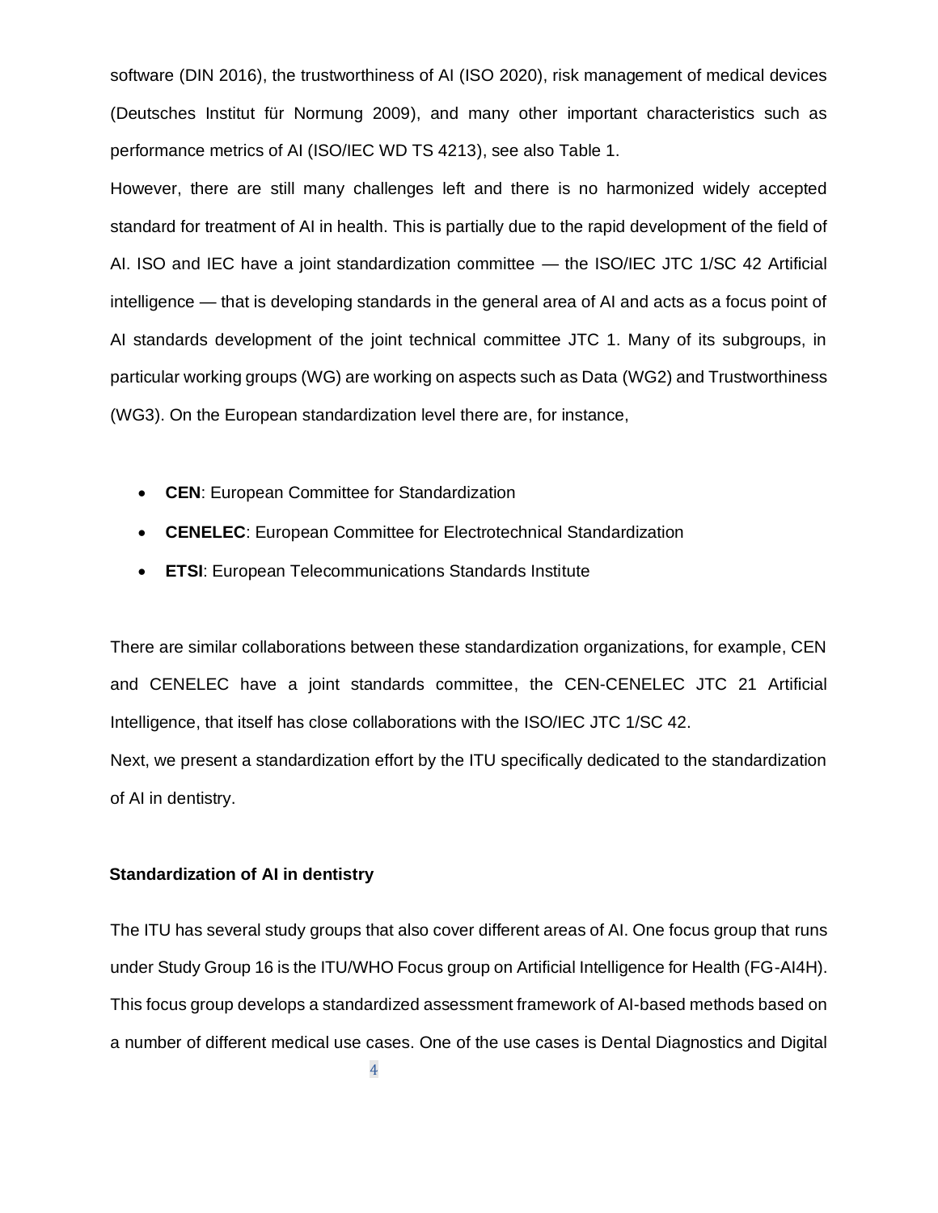software (DIN 2016), the trustworthiness of AI (ISO 2020), risk management of medical devices (Deutsches Institut für Normung 2009), and many other important characteristics such as performance metrics of AI (ISO/IEC WD TS 4213), see also Table 1.

However, there are still many challenges left and there is no harmonized widely accepted standard for treatment of AI in health. This is partially due to the rapid development of the field of AI. ISO and IEC have a joint standardization committee — the ISO/IEC JTC 1/SC 42 Artificial intelligence — that is developing standards in the general area of AI and acts as a focus point of AI standards development of the joint technical committee JTC 1. Many of its subgroups, in particular working groups (WG) are working on aspects such as Data (WG2) and Trustworthiness (WG3). On the European standardization level there are, for instance,

- **CEN**: European Committee for Standardization
- **CENELEC**: European Committee for Electrotechnical Standardization
- **ETSI**: European Telecommunications Standards Institute

There are similar collaborations between these standardization organizations, for example, CEN and CENELEC have a joint standards committee, the CEN-CENELEC JTC 21 Artificial Intelligence, that itself has close collaborations with the ISO/IEC JTC 1/SC 42.

Next, we present a standardization effort by the ITU specifically dedicated to the standardization of AI in dentistry.

## Standardization of AI in dentistry

The ITU has several study groups that also cover different areas of AI. One focus group that runs under Study Group 16 is the ITU/WHO Focus group on Artificial Intelligence for Health (FG-AI4H). This focus group develops a standardized assessment framework of AI-based methods based on a number of different medical use cases. One of the use cases is Dental Diagnostics and Digital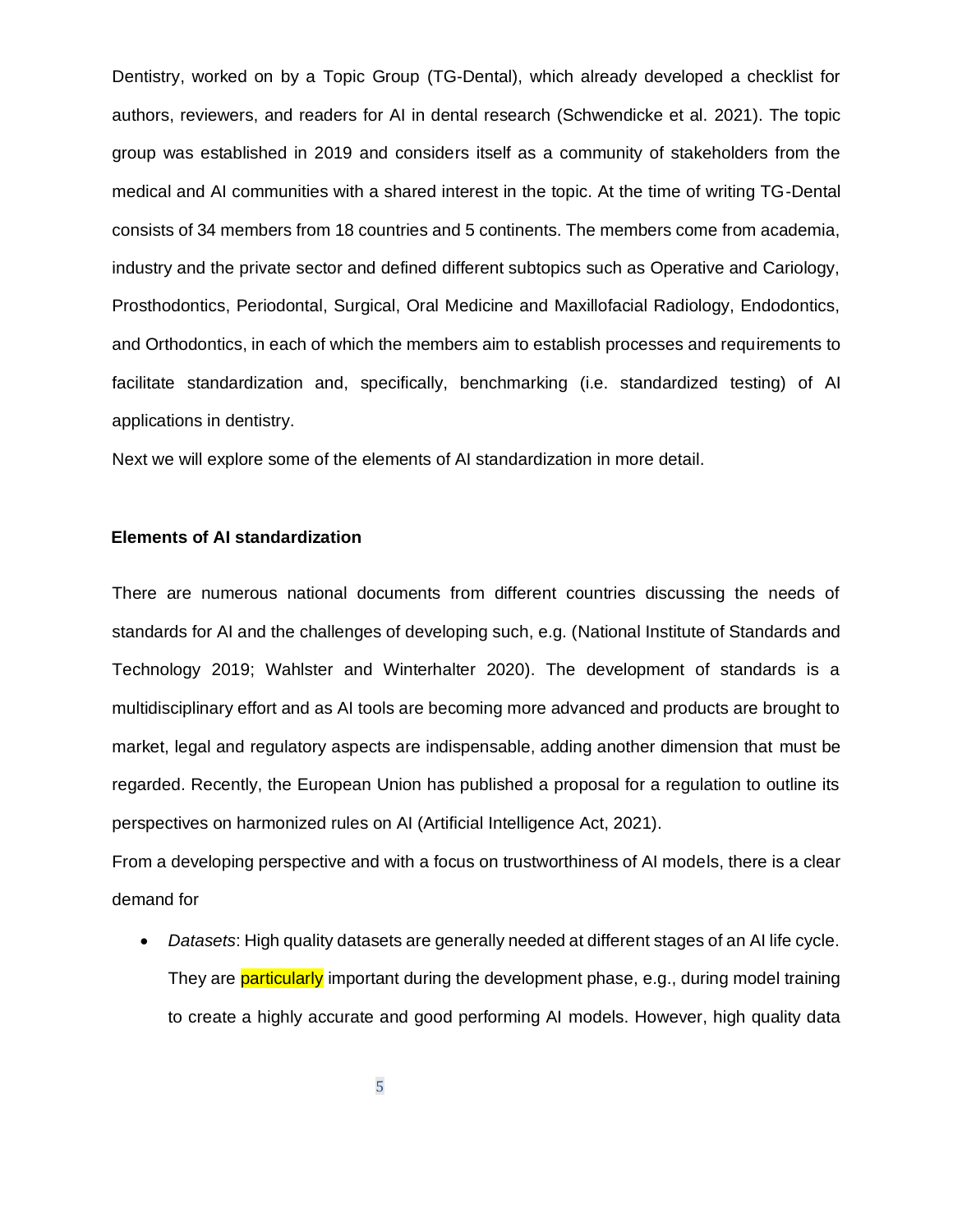Dentistry, worked on by a Topic Group (TG-Dental), which already developed a checklist for authors, reviewers, and readers for AI in dental research (Schwendicke et al. 2021). The topic group was established in 2019 and considers itself as a community of stakeholders from the medical and AI communities with a shared interest in the topic. At the time of writing TG-Dental consists of 34 members from 18 countries and 5 continents. The members come from academia, industry and the private sector and defined different subtopics such as Operative and Cariology, Prosthodontics, Periodontal, Surgical, Oral Medicine and Maxillofacial Radiology, Endodontics, and Orthodontics, in each of which the members aim to establish processes and requirements to facilitate standardization and, specifically, benchmarking (i.e. standardized testing) of AI applications in dentistry.

Next we will explore some of the elements of AI standardization in more detail.

## Elements of AI standardization

There are numerous national documents from different countries discussing the needs of standards for AI and the challenges of developing such, e.g. (National Institute of Standards and Technology 2019; Wahlster and Winterhalter 2020). The development of standards is a multidisciplinary effort and as AI tools are becoming more advanced and products are brought to market, legal and regulatory aspects are indispensable, adding another dimension that must be regarded. Recently, the European Union has published a proposal for a regulation to outline its perspectives on harmonized rules on AI (Artificial Intelligence Act, 2021).

From a developing perspective and with a focus on trustworthiness of AI models, there is a clear demand for

- *Datasets*: High quality datasets are generally needed at different stages of an AI life cycle. They are particularly important during the development phase, e.g., during model training to create a highly accurate and good performing AI models. However, high quality data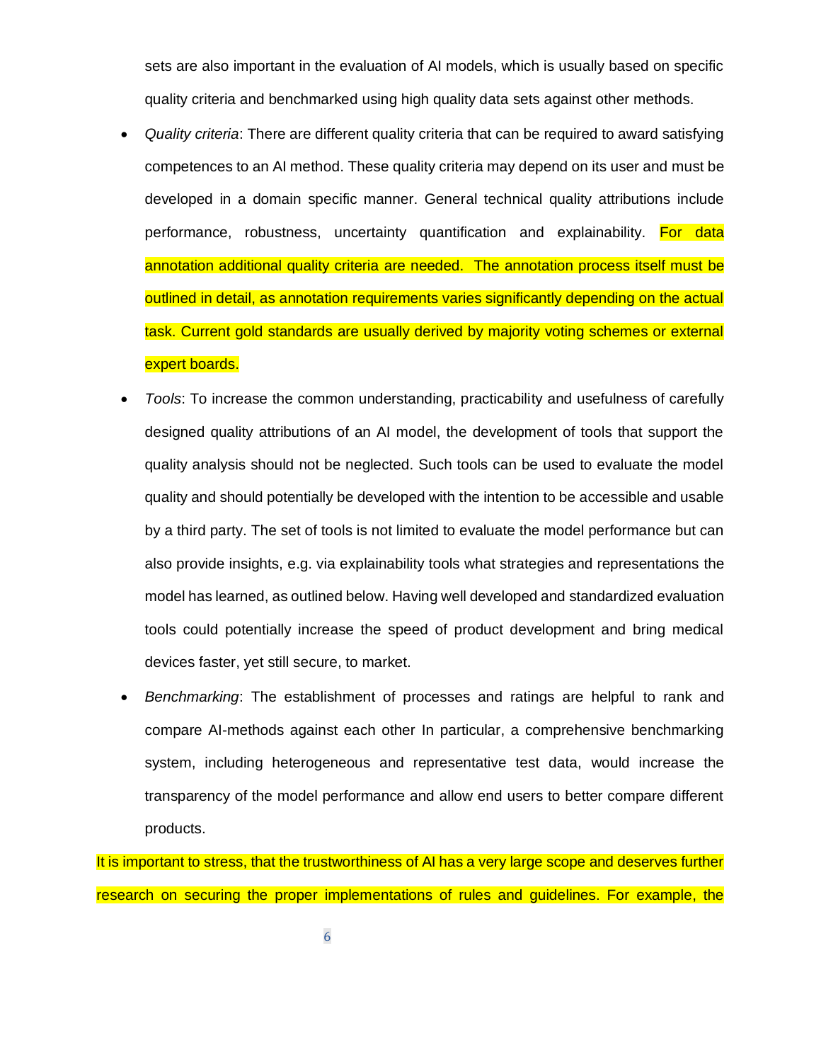sets are also important in the evaluation of AI models, which is usually based on specific quality criteria and benchmarked using high quality data sets against other methods.

- *Quality criteria*: There are different quality criteria that can be required to award satisfying competences to an AI method. These quality criteria may depend on its user and must be developed in a domain specific manner. General technical quality attributions include performance, robustness, uncertainty quantification and explainability. For data annotation additional quality criteria are needed. The annotation process itself must be outlined in detail, as annotation requirements varies significantly depending on the actual task. Current gold standards are usually derived by majority voting schemes or external expert boards.
- *Tools*: To increase the common understanding, practicability and usefulness of carefully designed quality attributions of an AI model, the development of tools that support the quality analysis should not be neglected. Such tools can be used to evaluate the model quality and should potentially be developed with the intention to be accessible and usable by a third party. The set of tools is not limited to evaluate the model performance but can also provide insights, e.g. via explainability tools what strategies and representations the model has learned, as outlined below. Having well developed and standardized evaluation tools could potentially increase the speed of product development and bring medical devices faster, yet still secure, to market.
- *Benchmarking*: The establishment of processes and ratings are helpful to rank and compare AI-methods against each other In particular, a comprehensive benchmarking system, including heterogeneous and representative test data, would increase the transparency of the model performance and allow end users to better compare different products.

It is important to stress, that the trustworthiness of AI has a very large scope and deserves further research on securing the proper implementations of rules and guidelines. For example, the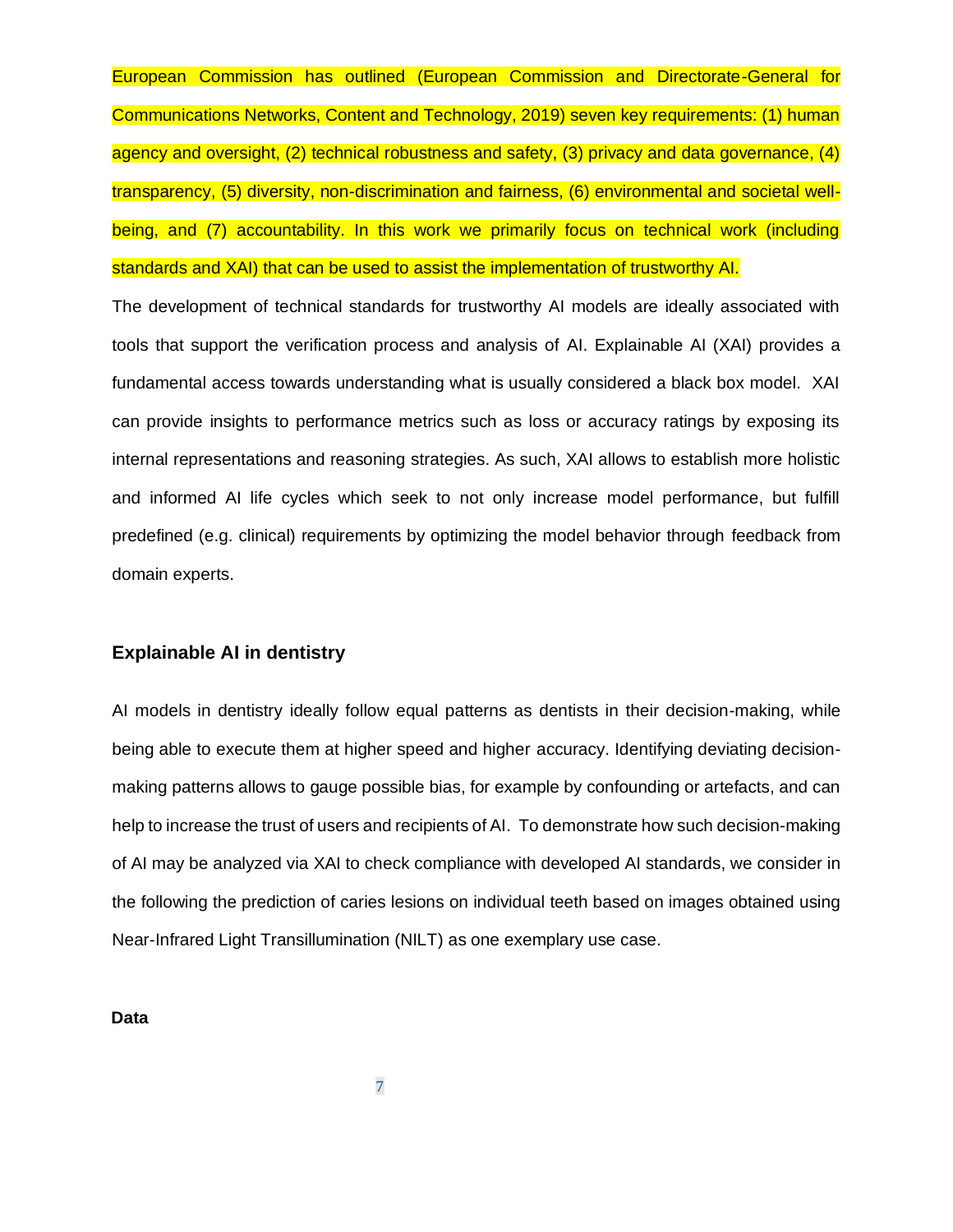European Commission has outlined (European Commission and Directorate-General for Communications Networks, Content and Technology, 2019) seven key requirements: (1) human agency and oversight, (2) technical robustness and safety, (3) privacy and data governance, (4) transparency, (5) diversity, non-discrimination and fairness, (6) environmental and societal well-being, and (7) accountability. In this work we primarily focus on technical work (including standards and XAI) that can be used to assist the implementation of trustworthy AI.

The development of technical standards for trustworthy AI models are ideally associated with tools that support the verification process and analysis of AI. Explainable AI (XAI) provides a fundamental access towards understanding what is usually considered a black box model. XAI can provide insights to performance metrics such as loss or accuracy ratings by exposing its internal representations and reasoning strategies. As such, XAI allows to establish more holistic and informed AI life cycles which seek to not only increase model performance, but fulfill predefined (e.g. clinical) requirements by optimizing the model behavior through feedback from domain experts.

## Explainable AI in dentistry

AI models in dentistry ideally follow equal patterns as dentists in their decision-making, while being able to execute them at higher speed and higher accuracy. Identifying deviating decision-making patterns allows to gauge possible bias, for example by confounding or artefacts, and can help to increase the trust of users and recipients of AI. To demonstrate how such decision-making of AI may be analyzed via XAI to check compliance with developed AI standards, we consider in the following the prediction of caries lesions on individual teeth based on images obtained using Near-Infrared Light Transillumination (NILT) as one exemplary use case.

### Data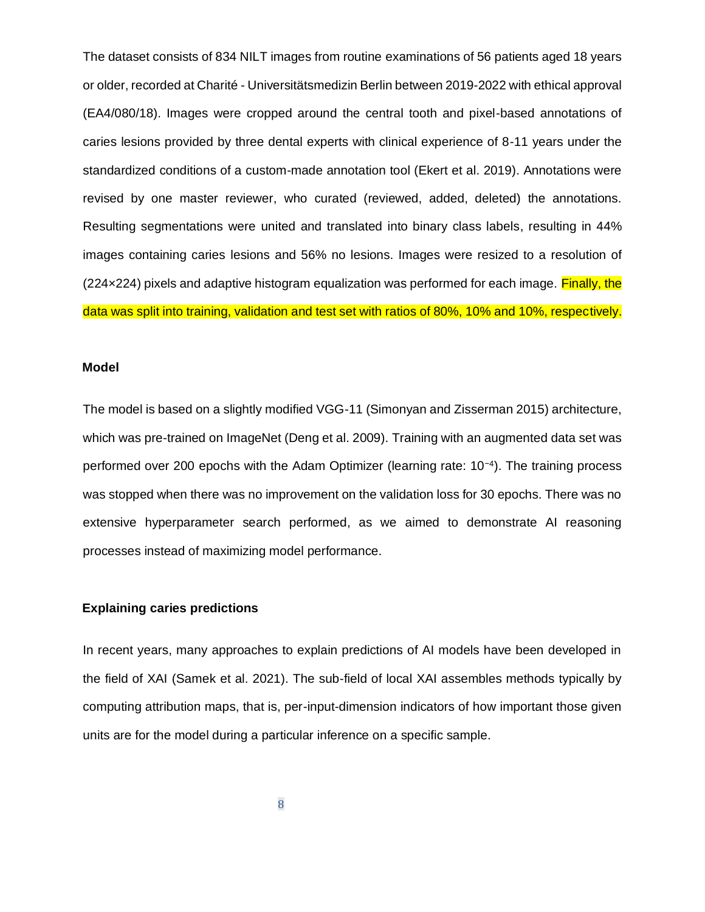The dataset consists of 834 NILT images from routine examinations of 56 patients aged 18 years or older, recorded at Charité - Universitätsmedizin Berlin between 2019-2022 with ethical approval (EA4/080/18). Images were cropped around the central tooth and pixel-based annotations of caries lesions provided by three dental experts with clinical experience of 8-11 years under the standardized conditions of a custom-made annotation tool (Ekert et al. 2019). Annotations were revised by one master reviewer, who curated (reviewed, added, deleted) the annotations. Resulting segmentations were united and translated into binary class labels, resulting in 44% images containing caries lesions and 56% no lesions. Images were resized to a resolution of (224×224) pixels and adaptive histogram equalization was performed for each image. Finally, the data was split into training, validation and test set with ratios of 80%, 10% and 10%, respectively.

## Model

The model is based on a slightly modified VGG-11 (Simonyan and Zisserman 2015) architecture, which was pre-trained on ImageNet (Deng et al. 2009). Training with an augmented data set was performed over 200 epochs with the Adam Optimizer (learning rate: $10^{-4}$). The training process was stopped when there was no improvement on the validation loss for 30 epochs. There was no extensive hyperparameter search performed, as we aimed to demonstrate AI reasoning processes instead of maximizing model performance.

## Explaining caries predictions

In recent years, many approaches to explain predictions of AI models have been developed in the field of XAI (Samek et al. 2021). The sub-field of local XAI assembles methods typically by computing attribution maps, that is, per-input-dimension indicators of how important those given units are for the model during a particular inference on a specific sample.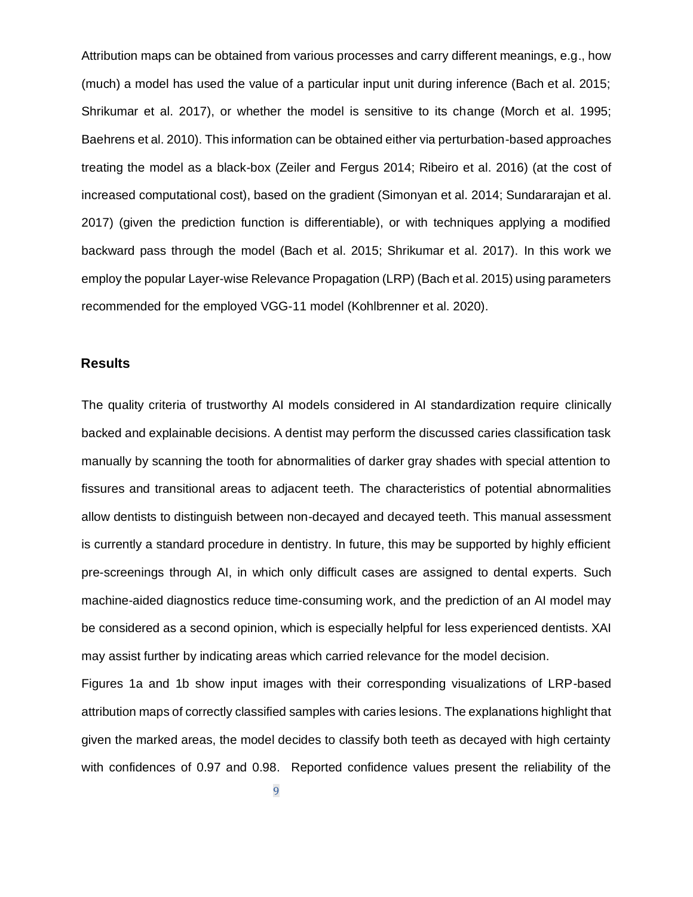Attribution maps can be obtained from various processes and carry different meanings, e.g., how (much) a model has used the value of a particular input unit during inference (Bach et al. 2015; Shrikumar et al. 2017), or whether the model is sensitive to its change (Morch et al. 1995; Baehrens et al. 2010). This information can be obtained either via perturbation-based approaches treating the model as a black-box (Zeiler and Fergus 2014; Ribeiro et al. 2016) (at the cost of increased computational cost), based on the gradient (Simonyan et al. 2014; Sundararajan et al. 2017) (given the prediction function is differentiable), or with techniques applying a modified backward pass through the model (Bach et al. 2015; Shrikumar et al. 2017). In this work we employ the popular Layer-wise Relevance Propagation (LRP) (Bach et al. 2015) using parameters recommended for the employed VGG-11 model (Kohlbrenner et al. 2020).

## Results

The quality criteria of trustworthy AI models considered in AI standardization require clinically backed and explainable decisions. A dentist may perform the discussed caries classification task manually by scanning the tooth for abnormalities of darker gray shades with special attention to fissures and transitional areas to adjacent teeth. The characteristics of potential abnormalities allow dentists to distinguish between non-decayed and decayed teeth. This manual assessment is currently a standard procedure in dentistry. In future, this may be supported by highly efficient pre-screenings through AI, in which only difficult cases are assigned to dental experts. Such machine-aided diagnostics reduce time-consuming work, and the prediction of an AI model may be considered as a second opinion, which is especially helpful for less experienced dentists. XAI may assist further by indicating areas which carried relevance for the model decision.

Figures 1a and 1b show input images with their corresponding visualizations of LRP-based attribution maps of correctly classified samples with caries lesions. The explanations highlight that given the marked areas, the model decides to classify both teeth as decayed with high certainty with confidences of 0.97 and 0.98. Reported confidence values present the reliability of the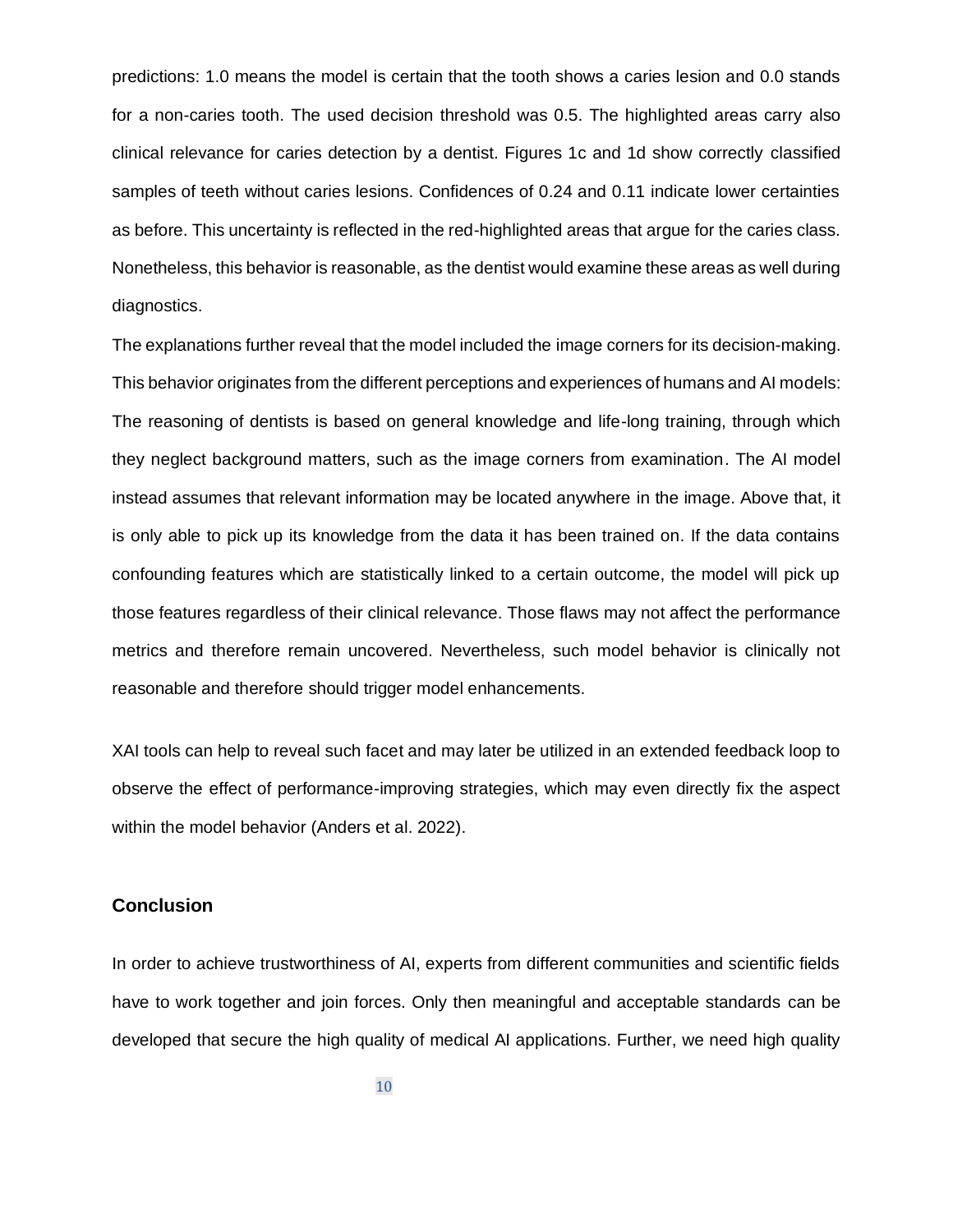predictions: 1.0 means the model is certain that the tooth shows a caries lesion and 0.0 stands for a non-caries tooth. The used decision threshold was 0.5. The highlighted areas carry also clinical relevance for caries detection by a dentist. Figures 1c and 1d show correctly classified samples of teeth without caries lesions. Confidences of 0.24 and 0.11 indicate lower certainties as before. This uncertainty is reflected in the red-highlighted areas that argue for the caries class. Nonetheless, this behavior is reasonable, as the dentist would examine these areas as well during diagnostics.

The explanations further reveal that the model included the image corners for its decision-making. This behavior originates from the different perceptions and experiences of humans and AI models: The reasoning of dentists is based on general knowledge and life-long training, through which they neglect background matters, such as the image corners from examination. The AI model instead assumes that relevant information may be located anywhere in the image. Above that, it is only able to pick up its knowledge from the data it has been trained on. If the data contains confounding features which are statistically linked to a certain outcome, the model will pick up those features regardless of their clinical relevance. Those flaws may not affect the performance metrics and therefore remain uncovered. Nevertheless, such model behavior is clinically not reasonable and therefore should trigger model enhancements.

XAI tools can help to reveal such facet and may later be utilized in an extended feedback loop to observe the effect of performance-improving strategies, which may even directly fix the aspect within the model behavior (Anders et al. 2022).

## Conclusion

In order to achieve trustworthiness of AI, experts from different communities and scientific fields have to work together and join forces. Only then meaningful and acceptable standards can be developed that secure the high quality of medical AI applications. Further, we need high quality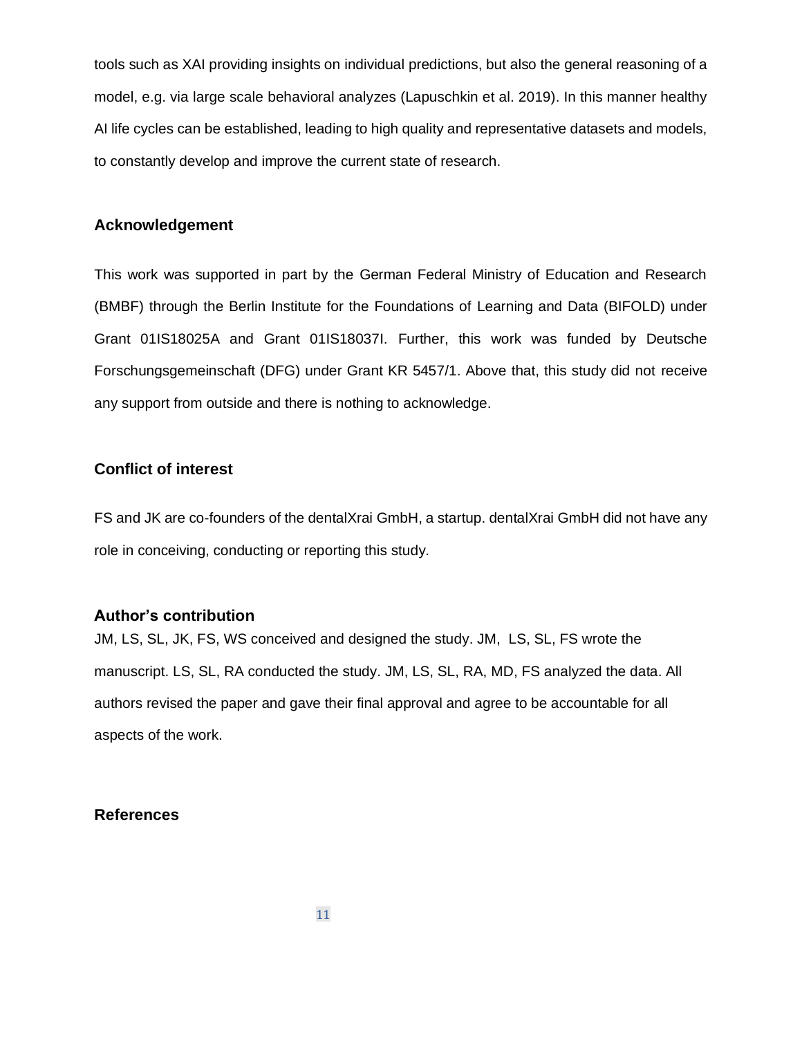tools such as XAI providing insights on individual predictions, but also the general reasoning of a model, e.g. via large scale behavioral analyzes (Lapuschkin et al. 2019). In this manner healthy AI life cycles can be established, leading to high quality and representative datasets and models, to constantly develop and improve the current state of research.

## Acknowledgement

This work was supported in part by the German Federal Ministry of Education and Research (BMBF) through the Berlin Institute for the Foundations of Learning and Data (BIFOLD) under Grant 01IS18025A and Grant 01IS18037I. Further, this work was funded by Deutsche Forschungsgemeinschaft (DFG) under Grant KR 5457/1. Above that, this study did not receive any support from outside and there is nothing to acknowledge.

## Conflict of interest

FS and JK are co-founders of the dentalXrai GmbH, a startup. dentalXrai GmbH did not have any role in conceiving, conducting or reporting this study.

## Author's contribution

JM, LS, SL, JK, FS, WS conceived and designed the study. JM, LS, SL, FS wrote the manuscript. LS, SL, RA conducted the study. JM, LS, SL, RA, MD, FS analyzed the data. All authors revised the paper and gave their final approval and agree to be accountable for all aspects of the work.

## References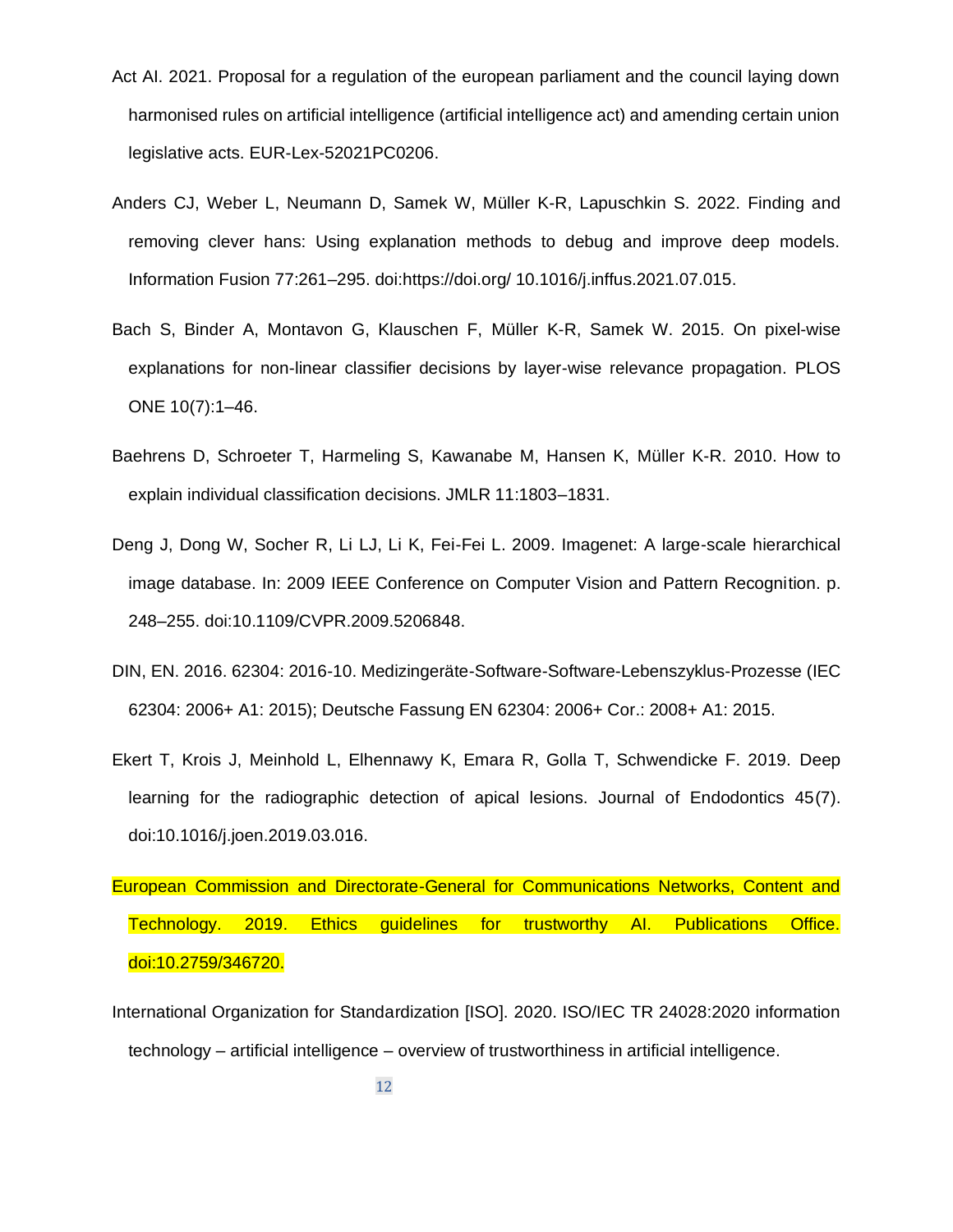Act AI. 2021. Proposal for a regulation of the european parliament and the council laying down harmonised rules on artificial intelligence (artificial intelligence act) and amending certain union legislative acts. EUR-Lex-52021PC0206.

Anders CJ, Weber L, Neumann D, Samek W, Müller K-R, Lapuschkin S. 2022. Finding and removing clever hans: Using explanation methods to debug and improve deep models. Information Fusion 77:261–295. doi:https://doi.org/ 10.1016/j.inffus.2021.07.015.

Bach S, Binder A, Montavon G, Klauschen F, Müller K-R, Samek W. 2015. On pixel-wise explanations for non-linear classifier decisions by layer-wise relevance propagation. PLOS ONE 10(7):1–46.

Baehrens D, Schroeter T, Harmeling S, Kawanabe M, Hansen K, Müller K-R. 2010. How to explain individual classification decisions. JMLR 11:1803–1831.

Deng J, Dong W, Socher R, Li LJ, Li K, Fei-Fei L. 2009. Imagenet: A large-scale hierarchical image database. In: 2009 IEEE Conference on Computer Vision and Pattern Recognition. p. 248–255. doi:10.1109/CVPR.2009.5206848.

DIN, EN. 2016. 62304: 2016-10. Medizingeräte-Software-Software-Lebenszyklus-Prozesse (IEC 62304: 2006+ A1: 2015); Deutsche Fassung EN 62304: 2006+ Cor.: 2008+ A1: 2015.

Ekert T, Krois J, Meinhold L, Elhennawy K, Emara R, Golla T, Schwendicke F. 2019. Deep learning for the radiographic detection of apical lesions. Journal of Endodontics 45(7). doi:10.1016/j.joen.2019.03.016.

European Commission and Directorate-General for Communications Networks, Content and Technology. 2019. Ethics guidelines for trustworthy AI. Publications Office. doi:10.2759/346720.

International Organization for Standardization [ISO]. 2020. ISO/IEC TR 24028:2020 information technology – artificial intelligence – overview of trustworthiness in artificial intelligence.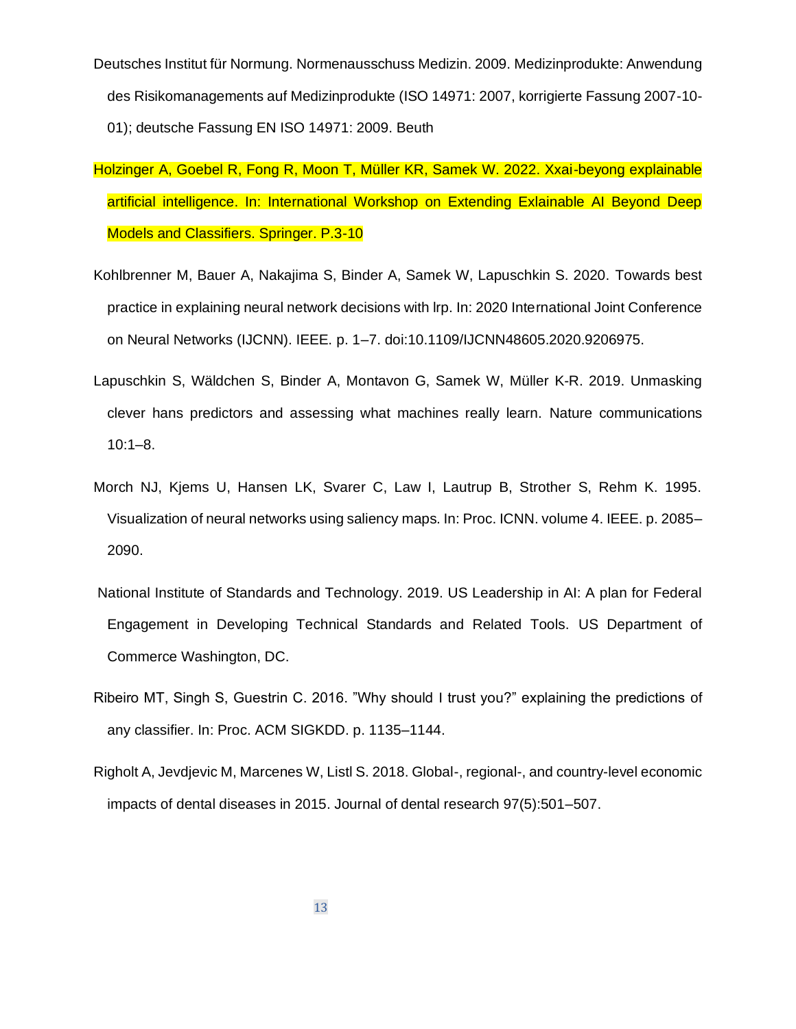Deutsches Institut für Normung. Normenausschuss Medizin. 2009. Medizinprodukte: Anwendung des Risikomanagements auf Medizinprodukte (ISO 14971: 2007, korrigierte Fassung 2007-10-01); deutsche Fassung EN ISO 14971: 2009. Beuth

Holzinger A, Goebel R, Fong R, Moon T, Müller KR, Samek W. 2022. Xxai-beyong explainable artificial intelligence. In: International Workshop on Extending Exlainable AI Beyond Deep Models and Classifiers. Springer. P.3-10

Kohlbrenner M, Bauer A, Nakajima S, Binder A, Samek W, Lapuschkin S. 2020. Towards best practice in explaining neural network decisions with lrp. In: 2020 International Joint Conference on Neural Networks (IJCNN). IEEE. p. 1–7. doi:10.1109/IJCNN48605.2020.9206975.

Lapuschkin S, Wäldchen S, Binder A, Montavon G, Samek W, Müller K-R. 2019. Unmasking clever hans predictors and assessing what machines really learn. Nature communications 10:1–8.

Morch NJ, Kjems U, Hansen LK, Svarer C, Law I, Lautrup B, Strother S, Rehm K. 1995. Visualization of neural networks using saliency maps. In: Proc. ICNN. volume 4. IEEE. p. 2085–2090.

National Institute of Standards and Technology. 2019. US Leadership in AI: A plan for Federal Engagement in Developing Technical Standards and Related Tools. US Department of Commerce Washington, DC.

Ribeiro MT, Singh S, Guestrin C. 2016. "Why should I trust you?" explaining the predictions of any classifier. In: Proc. ACM SIGKDD. p. 1135–1144.

Righolt A, Jevdjevic M, Marcenes W, Listl S. 2018. Global-, regional-, and country-level economic impacts of dental diseases in 2015. Journal of dental research 97(5):501–507.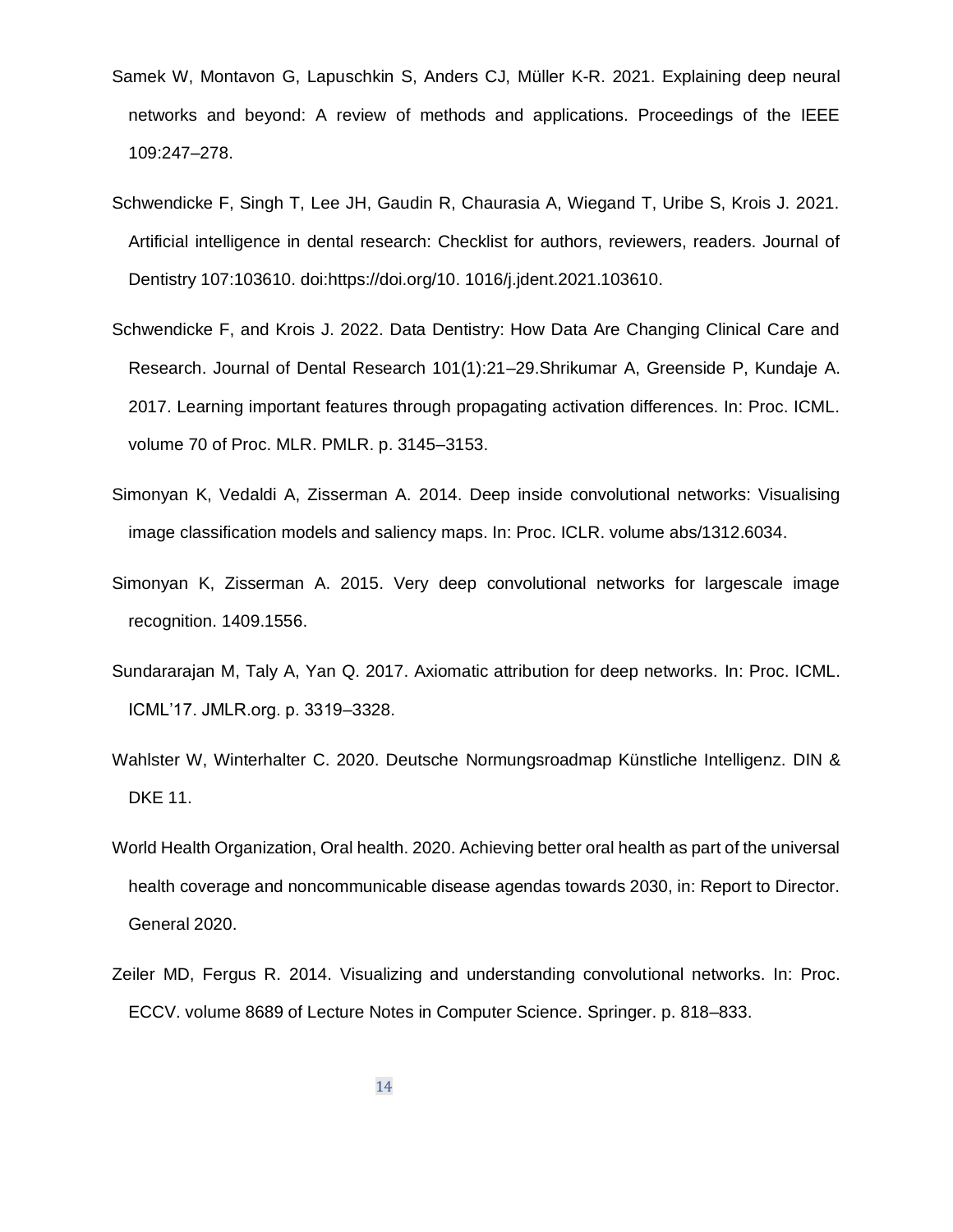Samek W, Montavon G, Lapuschkin S, Anders CJ, Müller K-R. 2021. Explaining deep neural networks and beyond: A review of methods and applications. Proceedings of the IEEE 109:247–278.

Schwendicke F, Singh T, Lee JH, Gaudin R, Chaurasia A, Wiegand T, Uribe S, Krois J. 2021. Artificial intelligence in dental research: Checklist for authors, reviewers, readers. Journal of Dentistry 107:103610. doi:https://doi.org/10. 1016/j.jdent.2021.103610.

Schwendicke F, and Krois J. 2022. Data Dentistry: How Data Are Changing Clinical Care and Research. Journal of Dental Research 101(1):21–29.Shrikumar A, Greenside P, Kundaje A. 2017. Learning important features through propagating activation differences. In: Proc. ICML. volume 70 of Proc. MLR. PMLR. p. 3145–3153.

Simonyan K, Vedaldi A, Zisserman A. 2014. Deep inside convolutional networks: Visualising image classification models and saliency maps. In: Proc. ICLR. volume abs/1312.6034.

Simonyan K, Zisserman A. 2015. Very deep convolutional networks for largescale image recognition. 1409.1556.

Sundararajan M, Taly A, Yan Q. 2017. Axiomatic attribution for deep networks. In: Proc. ICML. ICML'17. JMLR.org. p. 3319–3328.

Wahlster W, Winterhalter C. 2020. Deutsche Normungsroadmap Künstliche Intelligenz. DIN & DKE 11.

World Health Organization, Oral health. 2020. Achieving better oral health as part of the universal health coverage and noncommunicable disease agendas towards 2030, in: Report to Director. General 2020.

Zeiler MD, Fergus R. 2014. Visualizing and understanding convolutional networks. In: Proc. ECCV. volume 8689 of Lecture Notes in Computer Science. Springer. p. 818–833.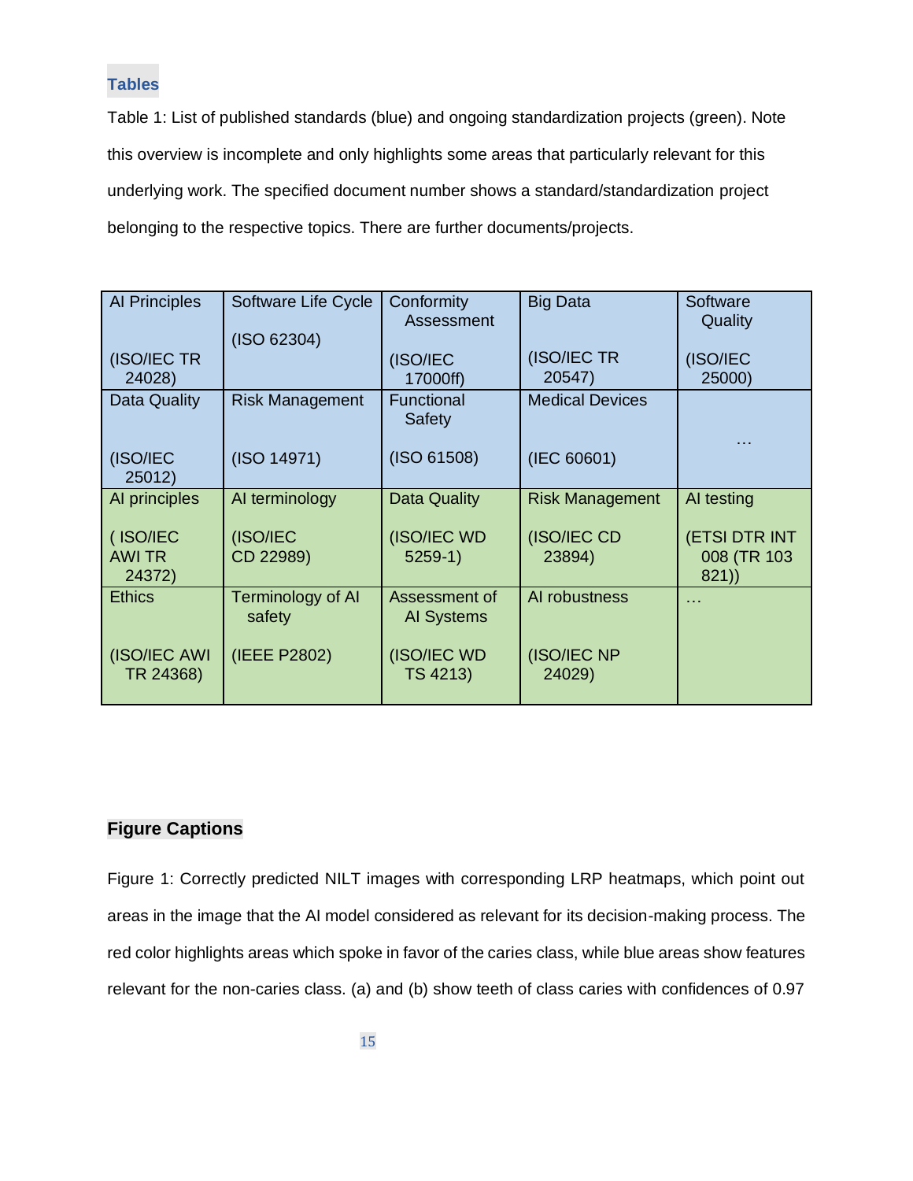## Tables

Table 1: List of published standards (blue) and ongoing standardization projects (green). Note this overview is incomplete and only highlights some areas that particularly relevant for this underlying work. The specified document number shows a standard/standardization project belonging to the respective topics. There are further documents/projects.

| AI Principles (ISO/IEC TR 24028) | Software Life Cycle (ISO 62304) | Conformity Assessment (ISO/IEC 17000ff) | Big Data (ISO/IEC TR 20547) | Software Quality (ISO/IEC 25000) |
|---|---|---|---|---|
| Data Quality (ISO/IEC 25012) | Risk Management (ISO 14971) | Functional Safety (ISO 61508) | Medical Devices (IEC 60601) | … |
| AI principles ( ISO/IEC AWI TR 24372) | AI terminology (ISO/IEC CD 22989) | Data Quality (ISO/IEC WD 5259-1) | Risk Management (ISO/IEC CD 23894) | AI testing (ETSI DTR INT 008 (TR 103 821)) |
| Ethics (ISO/IEC AWI TR 24368) | Terminology of AI safety (IEEE P2802) | Assessment of AI Systems (ISO/IEC WD TS 4213) | AI robustness (ISO/IEC NP 24029) | … |

## Figure Captions

Figure 1: Correctly predicted NILT images with corresponding LRP heatmaps, which point out areas in the image that the AI model considered as relevant for its decision-making process. The red color highlights areas which spoke in favor of the caries class, while blue areas show features relevant for the non-caries class. (a) and (b) show teeth of class caries with confidences of 0.97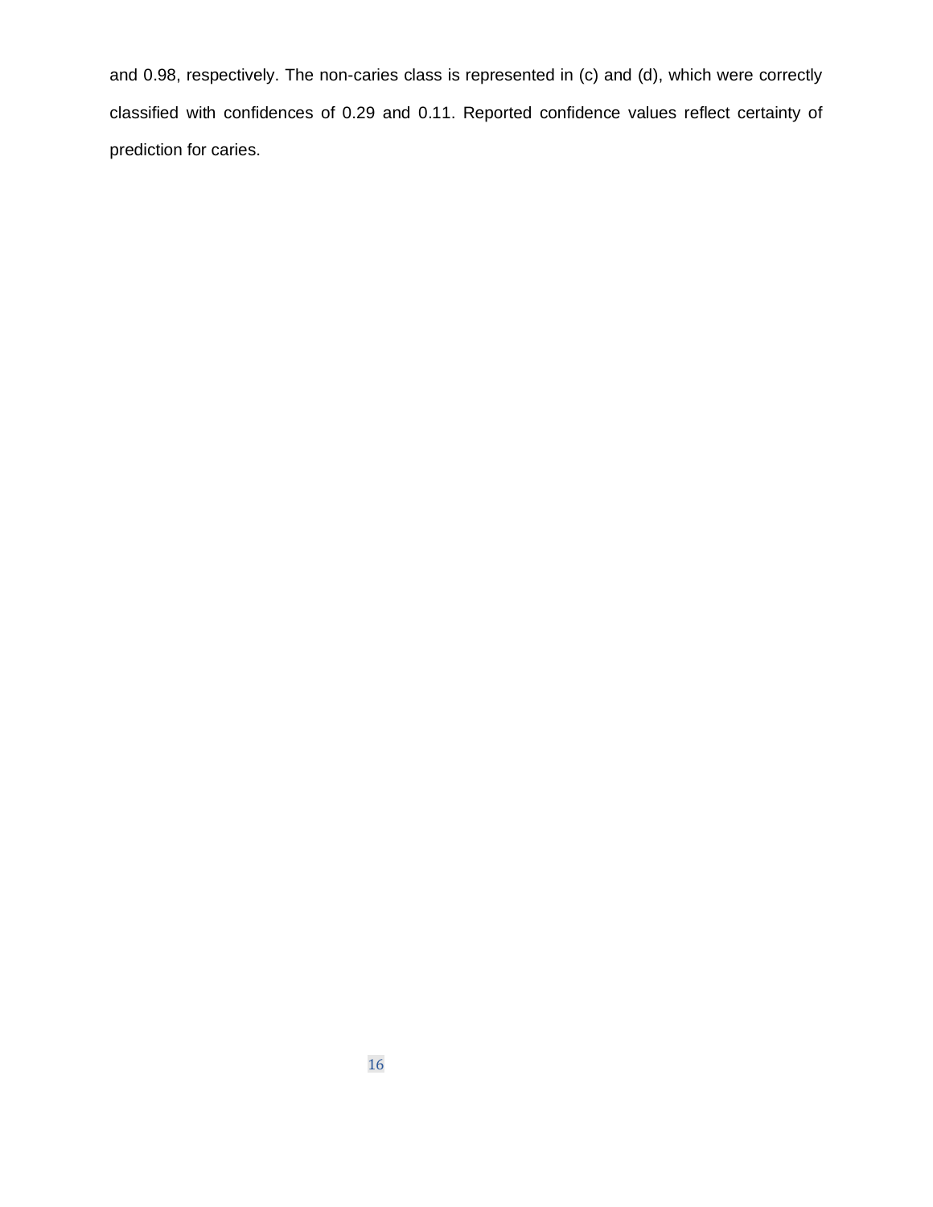and 0.98, respectively. The non-caries class is represented in (c) and (d), which were correctly classified with confidences of 0.29 and 0.11. Reported confidence values reflect certainty of prediction for caries.